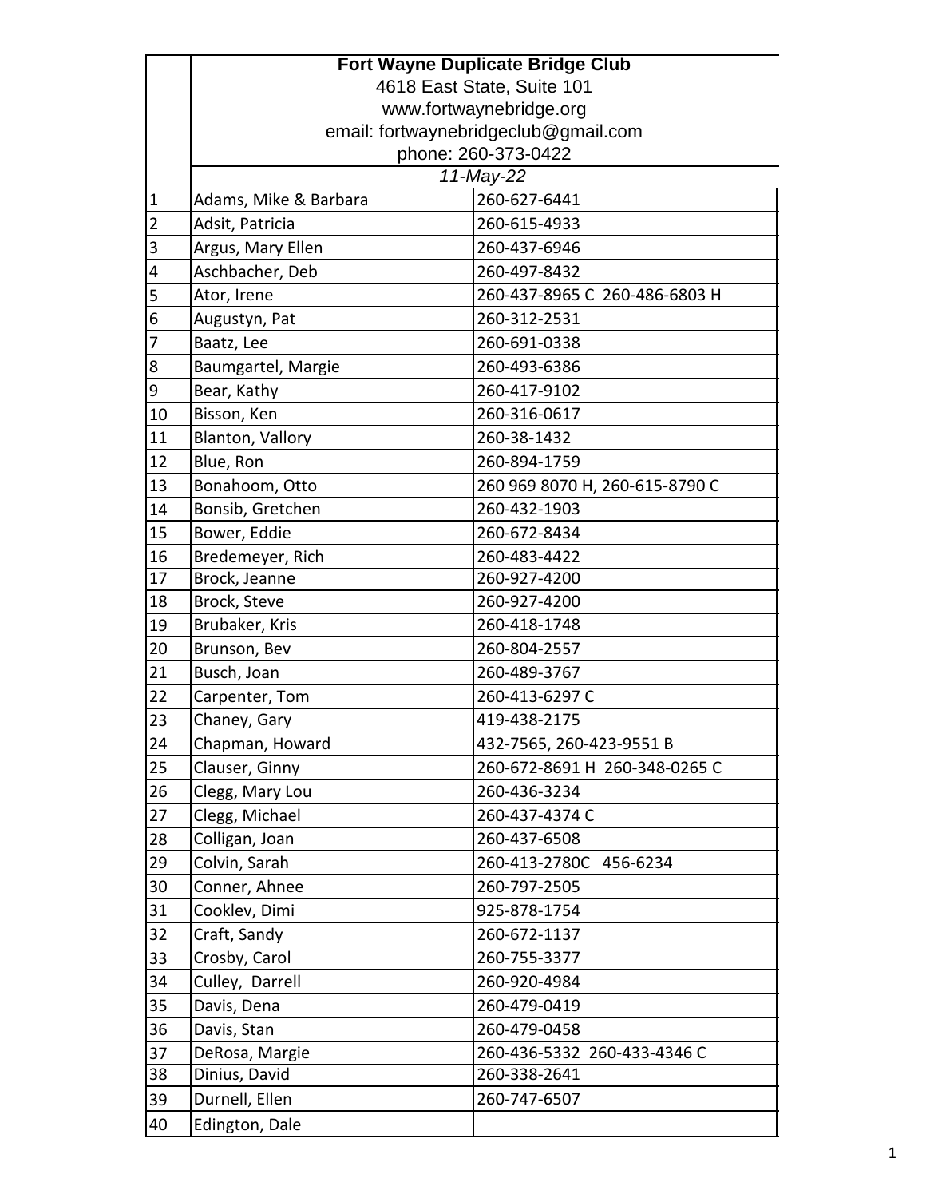**Fort Wayne Duplicate Bridge Club**
4618 East State, Suite 101
www.fortwaynebridge.org
email: fortwaynebridgeclub@gmail.com
phone: 260-373-0422

*11-May-22*

| | | |
|---|---|---|
| 1 | Adams, Mike & Barbara | 260-627-6441 |
| 2 | Adsit, Patricia | 260-615-4933 |
| 3 | Argus, Mary Ellen | 260-437-6946 |
| 4 | Aschbacher, Deb | 260-497-8432 |
| 5 | Ator, Irene | 260-437-8965 C 260-486-6803 H |
| 6 | Augustyn, Pat | 260-312-2531 |
| 7 | Baatz, Lee | 260-691-0338 |
| 8 | Baumgartel, Margie | 260-493-6386 |
| 9 | Bear, Kathy | 260-417-9102 |
| 10 | Bisson, Ken | 260-316-0617 |
| 11 | Blanton, Vallory | 260-38-1432 |
| 12 | Blue, Ron | 260-894-1759 |
| 13 | Bonahoom, Otto | 260 969 8070 H, 260-615-8790 C |
| 14 | Bonsib, Gretchen | 260-432-1903 |
| 15 | Bower, Eddie | 260-672-8434 |
| 16 | Bredemeyer, Rich | 260-483-4422 |
| 17 | Brock, Jeanne | 260-927-4200 |
| 18 | Brock, Steve | 260-927-4200 |
| 19 | Brubaker, Kris | 260-418-1748 |
| 20 | Brunson, Bev | 260-804-2557 |
| 21 | Busch, Joan | 260-489-3767 |
| 22 | Carpenter, Tom | 260-413-6297 C |
| 23 | Chaney, Gary | 419-438-2175 |
| 24 | Chapman, Howard | 432-7565, 260-423-9551 B |
| 25 | Clauser, Ginny | 260-672-8691 H 260-348-0265 C |
| 26 | Clegg, Mary Lou | 260-436-3234 |
| 27 | Clegg, Michael | 260-437-4374 C |
| 28 | Colligan, Joan | 260-437-6508 |
| 29 | Colvin, Sarah | 260-413-2780C 456-6234 |
| 30 | Conner, Ahnee | 260-797-2505 |
| 31 | Cooklev, Dimi | 925-878-1754 |
| 32 | Craft, Sandy | 260-672-1137 |
| 33 | Crosby, Carol | 260-755-3377 |
| 34 | Culley, Darrell | 260-920-4984 |
| 35 | Davis, Dena | 260-479-0419 |
| 36 | Davis, Stan | 260-479-0458 |
| 37 | DeRosa, Margie | 260-436-5332 260-433-4346 C |
| 38 | Dinius, David | 260-338-2641 |
| 39 | Durnell, Ellen | 260-747-6507 |
| 40 | Edington, Dale | |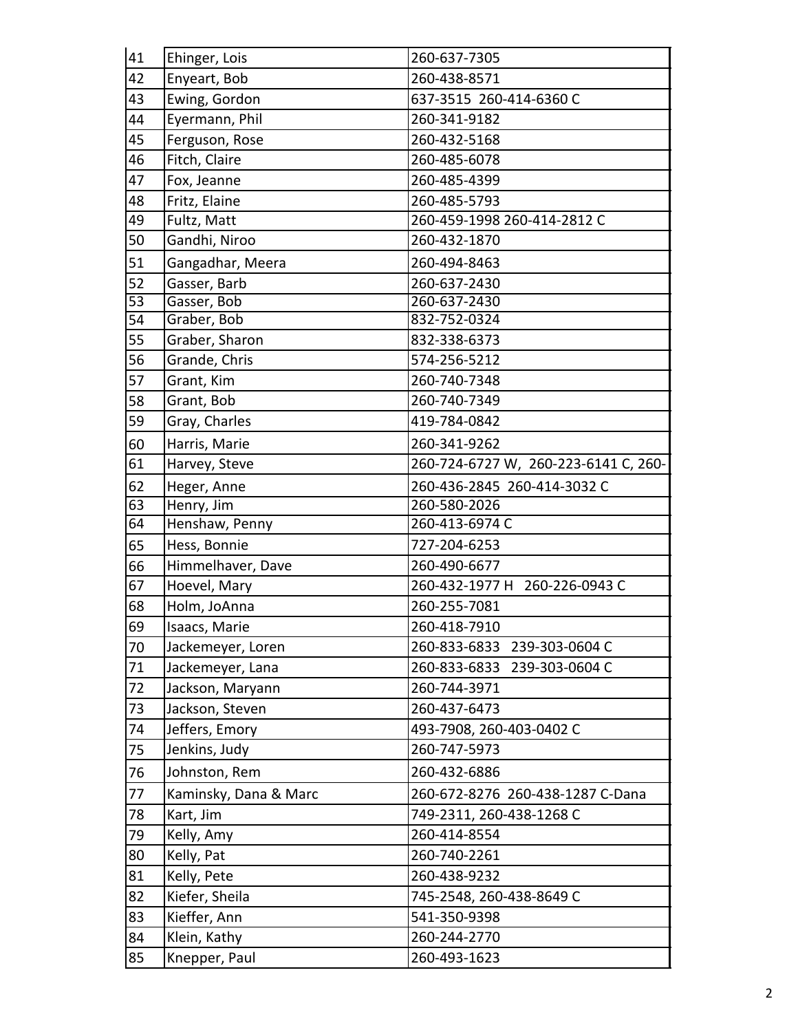| 41 | Ehinger, Lois | 260-637-7305 |
|---|---|---|
| 42 | Enyeart, Bob | 260-438-8571 |
| 43 | Ewing, Gordon | 637-3515 260-414-6360 C |
| 44 | Eyermann, Phil | 260-341-9182 |
| 45 | Ferguson, Rose | 260-432-5168 |
| 46 | Fitch, Claire | 260-485-6078 |
| 47 | Fox, Jeanne | 260-485-4399 |
| 48 | Fritz, Elaine | 260-485-5793 |
| 49 | Fultz, Matt | 260-459-1998 260-414-2812 C |
| 50 | Gandhi, Niroo | 260-432-1870 |
| 51 | Gangadhar, Meera | 260-494-8463 |
| 52 | Gasser, Barb | 260-637-2430 |
| 53 | Gasser, Bob | 260-637-2430 |
| 54 | Graber, Bob | 832-752-0324 |
| 55 | Graber, Sharon | 832-338-6373 |
| 56 | Grande, Chris | 574-256-5212 |
| 57 | Grant, Kim | 260-740-7348 |
| 58 | Grant, Bob | 260-740-7349 |
| 59 | Gray, Charles | 419-784-0842 |
| 60 | Harris, Marie | 260-341-9262 |
| 61 | Harvey, Steve | 260-724-6727 W, 260-223-6141 C, 260- |
| 62 | Heger, Anne | 260-436-2845 260-414-3032 C |
| 63 | Henry, Jim | 260-580-2026 |
| 64 | Henshaw, Penny | 260-413-6974 C |
| 65 | Hess, Bonnie | 727-204-6253 |
| 66 | Himmelhaver, Dave | 260-490-6677 |
| 67 | Hoevel, Mary | 260-432-1977 H 260-226-0943 C |
| 68 | Holm, JoAnna | 260-255-7081 |
| 69 | Isaacs, Marie | 260-418-7910 |
| 70 | Jackemeyer, Loren | 260-833-6833 239-303-0604 C |
| 71 | Jackemeyer, Lana | 260-833-6833 239-303-0604 C |
| 72 | Jackson, Maryann | 260-744-3971 |
| 73 | Jackson, Steven | 260-437-6473 |
| 74 | Jeffers, Emory | 493-7908, 260-403-0402 C |
| 75 | Jenkins, Judy | 260-747-5973 |
| 76 | Johnston, Rem | 260-432-6886 |
| 77 | Kaminsky, Dana & Marc | 260-672-8276 260-438-1287 C-Dana |
| 78 | Kart, Jim | 749-2311, 260-438-1268 C |
| 79 | Kelly, Amy | 260-414-8554 |
| 80 | Kelly, Pat | 260-740-2261 |
| 81 | Kelly, Pete | 260-438-9232 |
| 82 | Kiefer, Sheila | 745-2548, 260-438-8649 C |
| 83 | Kieffer, Ann | 541-350-9398 |
| 84 | Klein, Kathy | 260-244-2770 |
| 85 | Knepper, Paul | 260-493-1623 |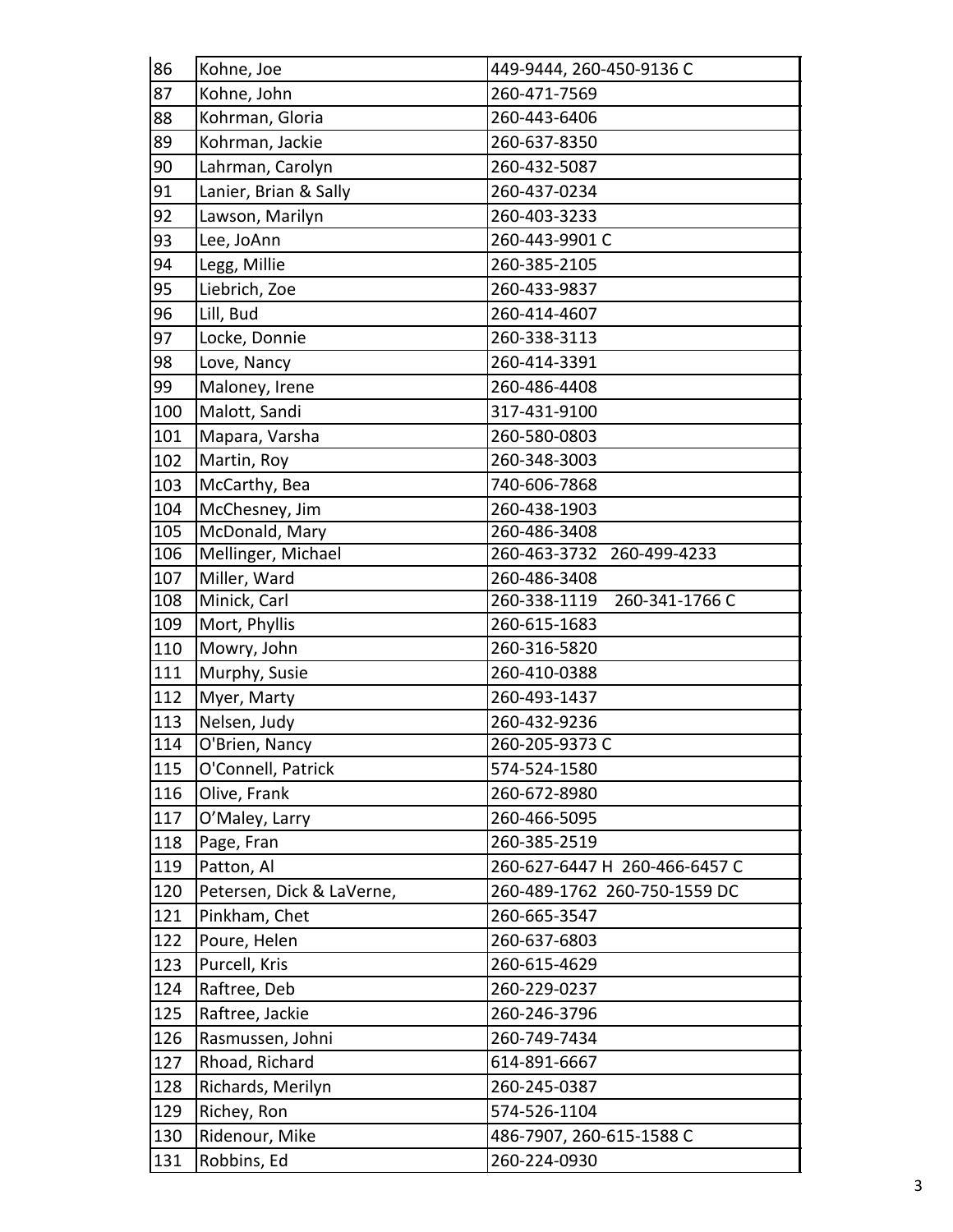| 86 | Kohne, Joe | 449-9444, 260-450-9136 C |
|---|---|---|
| 87 | Kohne, John | 260-471-7569 |
| 88 | Kohrman, Gloria | 260-443-6406 |
| 89 | Kohrman, Jackie | 260-637-8350 |
| 90 | Lahrman, Carolyn | 260-432-5087 |
| 91 | Lanier, Brian & Sally | 260-437-0234 |
| 92 | Lawson, Marilyn | 260-403-3233 |
| 93 | Lee, JoAnn | 260-443-9901 C |
| 94 | Legg, Millie | 260-385-2105 |
| 95 | Liebrich, Zoe | 260-433-9837 |
| 96 | Lill, Bud | 260-414-4607 |
| 97 | Locke, Donnie | 260-338-3113 |
| 98 | Love, Nancy | 260-414-3391 |
| 99 | Maloney, Irene | 260-486-4408 |
| 100 | Malott, Sandi | 317-431-9100 |
| 101 | Mapara, Varsha | 260-580-0803 |
| 102 | Martin, Roy | 260-348-3003 |
| 103 | McCarthy, Bea | 740-606-7868 |
| 104 | McChesney, Jim | 260-438-1903 |
| 105 | McDonald, Mary | 260-486-3408 |
| 106 | Mellinger, Michael | 260-463-3732 260-499-4233 |
| 107 | Miller, Ward | 260-486-3408 |
| 108 | Minick, Carl | 260-338-1119 260-341-1766 C |
| 109 | Mort, Phyllis | 260-615-1683 |
| 110 | Mowry, John | 260-316-5820 |
| 111 | Murphy, Susie | 260-410-0388 |
| 112 | Myer, Marty | 260-493-1437 |
| 113 | Nelsen, Judy | 260-432-9236 |
| 114 | O'Brien, Nancy | 260-205-9373 C |
| 115 | O'Connell, Patrick | 574-524-1580 |
| 116 | Olive, Frank | 260-672-8980 |
| 117 | O’Maley, Larry | 260-466-5095 |
| 118 | Page, Fran | 260-385-2519 |
| 119 | Patton, Al | 260-627-6447 H 260-466-6457 C |
| 120 | Petersen, Dick & LaVerne, | 260-489-1762 260-750-1559 DC |
| 121 | Pinkham, Chet | 260-665-3547 |
| 122 | Poure, Helen | 260-637-6803 |
| 123 | Purcell, Kris | 260-615-4629 |
| 124 | Raftree, Deb | 260-229-0237 |
| 125 | Raftree, Jackie | 260-246-3796 |
| 126 | Rasmussen, Johni | 260-749-7434 |
| 127 | Rhoad, Richard | 614-891-6667 |
| 128 | Richards, Merilyn | 260-245-0387 |
| 129 | Richey, Ron | 574-526-1104 |
| 130 | Ridenour, Mike | 486-7907, 260-615-1588 C |
| 131 | Robbins, Ed | 260-224-0930 |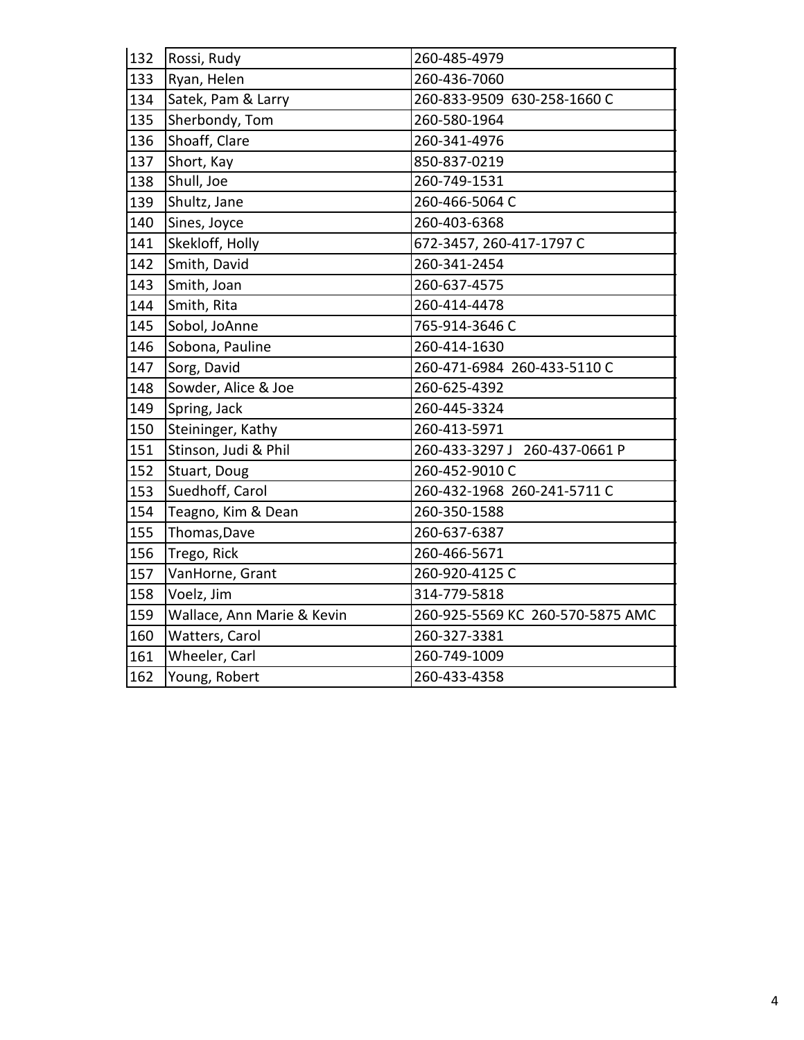| | | |
|---|---|---|
| 132 | Rossi, Rudy | 260-485-4979 |
| 133 | Ryan, Helen | 260-436-7060 |
| 134 | Satek, Pam & Larry | 260-833-9509 630-258-1660 C |
| 135 | Sherbondy, Tom | 260-580-1964 |
| 136 | Shoaff, Clare | 260-341-4976 |
| 137 | Short, Kay | 850-837-0219 |
| 138 | Shull, Joe | 260-749-1531 |
| 139 | Shultz, Jane | 260-466-5064 C |
| 140 | Sines, Joyce | 260-403-6368 |
| 141 | Skekloff, Holly | 672-3457, 260-417-1797 C |
| 142 | Smith, David | 260-341-2454 |
| 143 | Smith, Joan | 260-637-4575 |
| 144 | Smith, Rita | 260-414-4478 |
| 145 | Sobol, JoAnne | 765-914-3646 C |
| 146 | Sobona, Pauline | 260-414-1630 |
| 147 | Sorg, David | 260-471-6984 260-433-5110 C |
| 148 | Sowder, Alice & Joe | 260-625-4392 |
| 149 | Spring, Jack | 260-445-3324 |
| 150 | Steininger, Kathy | 260-413-5971 |
| 151 | Stinson, Judi & Phil | 260-433-3297 J 260-437-0661 P |
| 152 | Stuart, Doug | 260-452-9010 C |
| 153 | Suedhoff, Carol | 260-432-1968 260-241-5711 C |
| 154 | Teagno, Kim & Dean | 260-350-1588 |
| 155 | Thomas,Dave | 260-637-6387 |
| 156 | Trego, Rick | 260-466-5671 |
| 157 | VanHorne, Grant | 260-920-4125 C |
| 158 | Voelz, Jim | 314-779-5818 |
| 159 | Wallace, Ann Marie & Kevin | 260-925-5569 KC 260-570-5875 AMC |
| 160 | Watters, Carol | 260-327-3381 |
| 161 | Wheeler, Carl | 260-749-1009 |
| 162 | Young, Robert | 260-433-4358 |